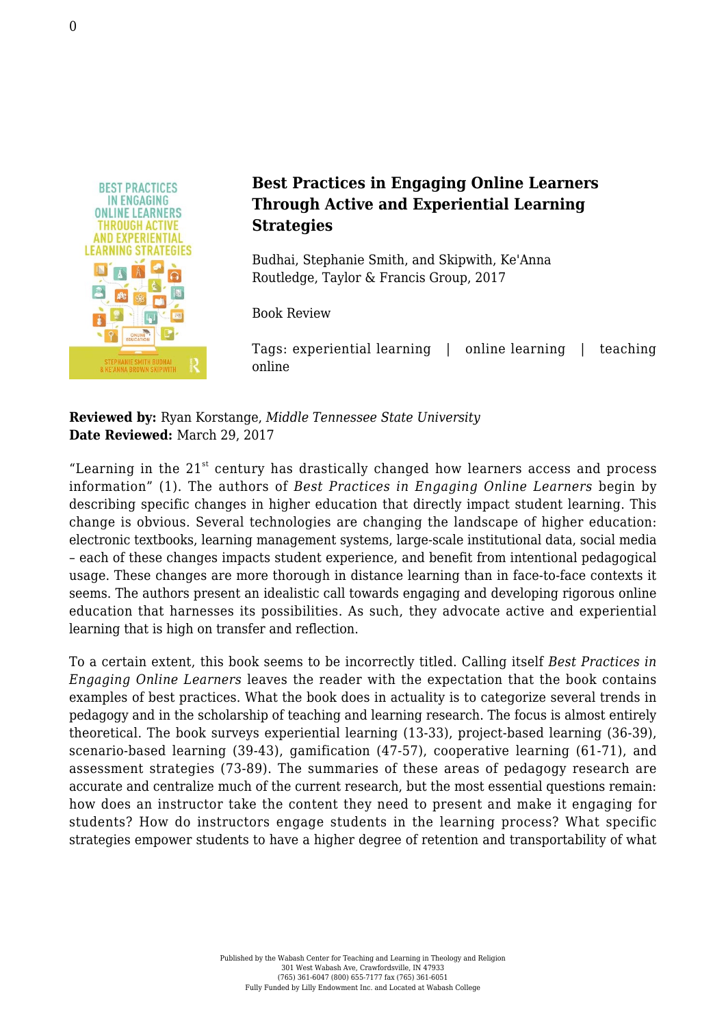# Best Practices in Engaging Online Learners Through Active and Experiential Learning Strategies

Budhai, Stephanie Smith, and Skipwith, Ke'Anna
Routledge, Taylor & Francis Group, 2017

Book Review

Tags: experiential learning | online learning | teaching online

**Reviewed by:** Ryan Korstange, *Middle Tennessee State University*
**Date Reviewed:** March 29, 2017

"Learning in the 21st century has drastically changed how learners access and process information" (1). The authors of *Best Practices in Engaging Online Learners* begin by describing specific changes in higher education that directly impact student learning. This change is obvious. Several technologies are changing the landscape of higher education: electronic textbooks, learning management systems, large-scale institutional data, social media – each of these changes impacts student experience, and benefit from intentional pedagogical usage. These changes are more thorough in distance learning than in face-to-face contexts it seems. The authors present an idealistic call towards engaging and developing rigorous online education that harnesses its possibilities. As such, they advocate active and experiential learning that is high on transfer and reflection.

To a certain extent, this book seems to be incorrectly titled. Calling itself *Best Practices in Engaging Online Learners* leaves the reader with the expectation that the book contains examples of best practices. What the book does in actuality is to categorize several trends in pedagogy and in the scholarship of teaching and learning research. The focus is almost entirely theoretical. The book surveys experiential learning (13-33), project-based learning (36-39), scenario-based learning (39-43), gamification (47-57), cooperative learning (61-71), and assessment strategies (73-89). The summaries of these areas of pedagogy research are accurate and centralize much of the current research, but the most essential questions remain: how does an instructor take the content they need to present and make it engaging for students? How do instructors engage students in the learning process? What specific strategies empower students to have a higher degree of retention and transportability of what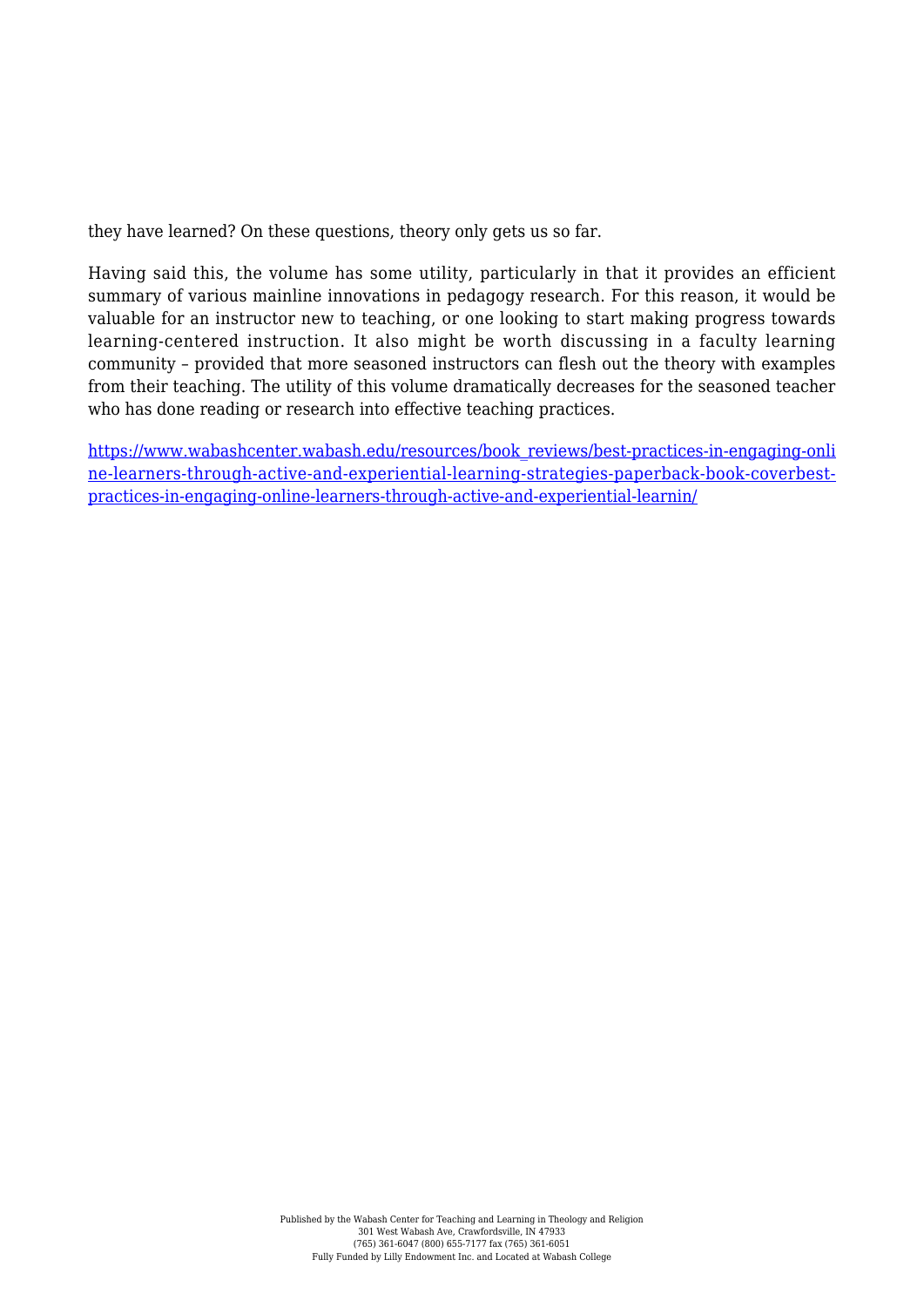they have learned? On these questions, theory only gets us so far.

Having said this, the volume has some utility, particularly in that it provides an efficient summary of various mainline innovations in pedagogy research. For this reason, it would be valuable for an instructor new to teaching, or one looking to start making progress towards learning-centered instruction. It also might be worth discussing in a faculty learning community – provided that more seasoned instructors can flesh out the theory with examples from their teaching. The utility of this volume dramatically decreases for the seasoned teacher who has done reading or research into effective teaching practices.

https://www.wabashcenter.wabash.edu/resources/book_reviews/best-practices-in-engaging-online-learners-through-active-and-experiential-learning-strategies-paperback-book-coverbest-practices-in-engaging-online-learners-through-active-and-experiential-learnin/

Published by the Wabash Center for Teaching and Learning in Theology and Religion
301 West Wabash Ave, Crawfordsville, IN 47933
(765) 361-6047 (800) 655-7177 fax (765) 361-6051
Fully Funded by Lilly Endowment Inc. and Located at Wabash College